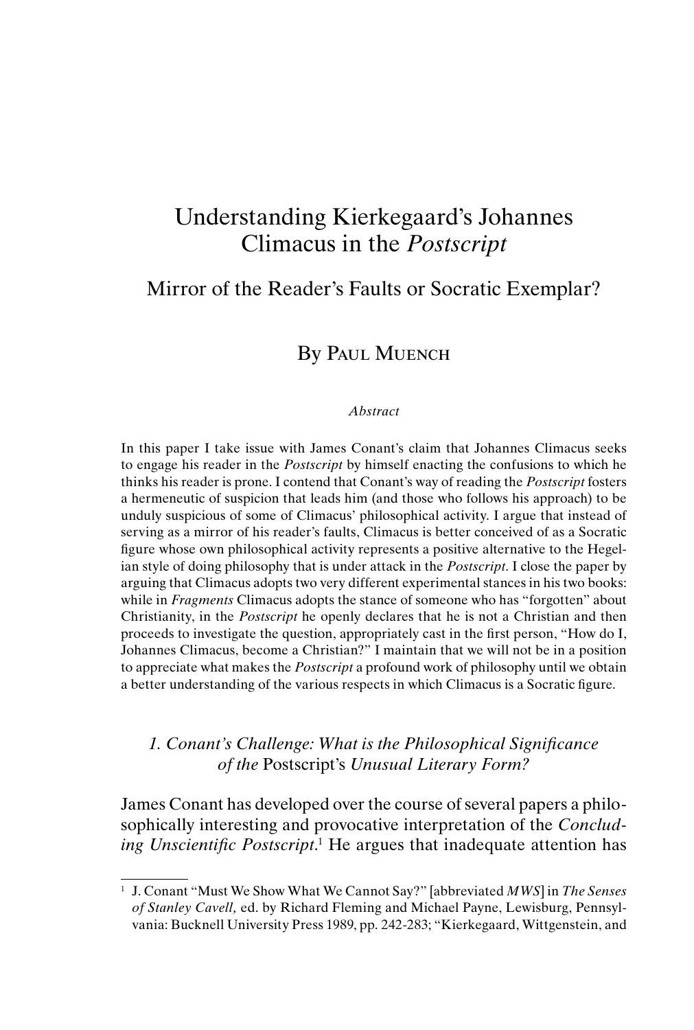# Understanding Kierkegaard's Johannes Climacus in the *Postscript*

## Mirror of the Reader's Faults or Socratic Exemplar?

By Paul Muench

*Abstract*

In this paper I take issue with James Conant's claim that Johannes Climacus seeks to engage his reader in the *Postscript* by himself enacting the confusions to which he thinks his reader is prone. I contend that Conant's way of reading the *Postscript* fosters a hermeneutic of suspicion that leads him (and those who follows his approach) to be unduly suspicious of some of Climacus' philosophical activity. I argue that instead of serving as a mirror of his reader's faults, Climacus is better conceived of as a Socratic figure whose own philosophical activity represents a positive alternative to the Hegelian style of doing philosophy that is under attack in the *Postscript*. I close the paper by arguing that Climacus adopts two very different experimental stances in his two books: while in *Fragments* Climacus adopts the stance of someone who has "forgotten" about Christianity, in the *Postscript* he openly declares that he is not a Christian and then proceeds to investigate the question, appropriately cast in the first person, "How do I, Johannes Climacus, become a Christian?" I maintain that we will not be in a position to appreciate what makes the *Postscript* a profound work of philosophy until we obtain a better understanding of the various respects in which Climacus is a Socratic figure.

### *1. Conant's Challenge: What is the Philosophical Significance of the* Postscript*'s Unusual Literary Form?*

James Conant has developed over the course of several papers a philosophically interesting and provocative interpretation of the *Concluding Unscientific Postscript*.[1] He argues that inadequate attention has

[1] J. Conant "Must We Show What We Cannot Say?" [abbreviated *MWS*] in *The Senses of Stanley Cavell,* ed. by Richard Fleming and Michael Payne, Lewisburg, Pennsylvania: Bucknell University Press 1989, pp. 242-283; "Kierkegaard, Wittgenstein, and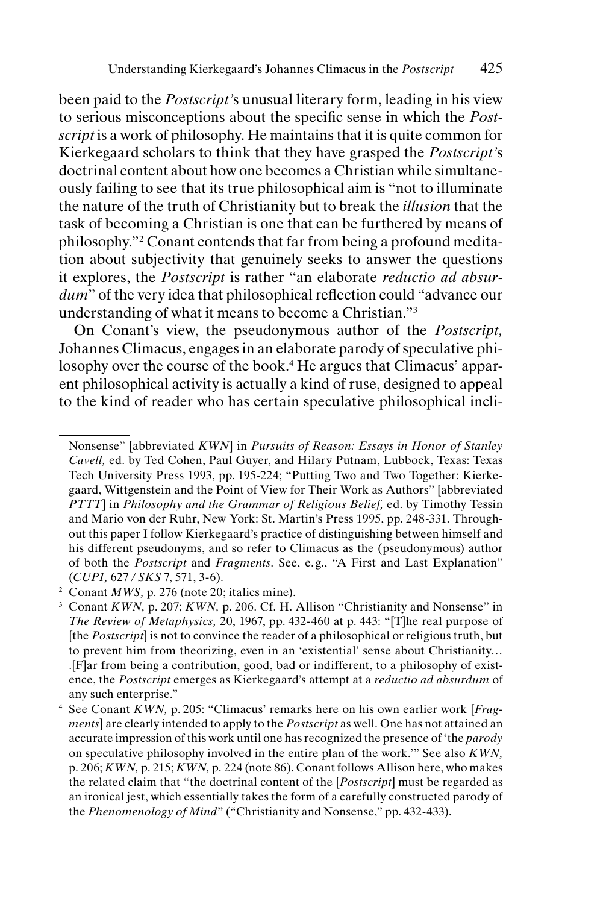been paid to the *Postscript*'s unusual literary form, leading in his view to serious misconceptions about the specific sense in which the *Postscript* is a work of philosophy. He maintains that it is quite common for Kierkegaard scholars to think that they have grasped the *Postscript*'s doctrinal content about how one becomes a Christian while simultaneously failing to see that its true philosophical aim is "not to illuminate the nature of the truth of Christianity but to break the *illusion* that the task of becoming a Christian is one that can be furthered by means of philosophy."[2] Conant contends that far from being a profound meditation about subjectivity that genuinely seeks to answer the questions it explores, the *Postscript* is rather "an elaborate *reductio ad absurdum*" of the very idea that philosophical reflection could "advance our understanding of what it means to become a Christian."[3]

On Conant's view, the pseudonymous author of the *Postscript,* Johannes Climacus, engages in an elaborate parody of speculative philosophy over the course of the book.[4] He argues that Climacus' apparent philosophical activity is actually a kind of ruse, designed to appeal to the kind of reader who has certain speculative philosophical incli-

---

Nonsense" [abbreviated *KWN*] in *Pursuits of Reason: Essays in Honor of Stanley Cavell,* ed. by Ted Cohen, Paul Guyer, and Hilary Putnam, Lubbock, Texas: Texas Tech University Press 1993, pp. 195-224; "Putting Two and Two Together: Kierkegaard, Wittgenstein and the Point of View for Their Work as Authors" [abbreviated *PTTT*] in *Philosophy and the Grammar of Religious Belief,* ed. by Timothy Tessin and Mario von der Ruhr, New York: St. Martin's Press 1995, pp. 248-331. Throughout this paper I follow Kierkegaard's practice of distinguishing between himself and his different pseudonyms, and so refer to Climacus as the (pseudonymous) author of both the *Postscript* and *Fragments*. See, e.g., "A First and Last Explanation" (*CUP1,* 627 / *SKS* 7, 571, 3-6).

[2] Conant *MWS,* p. 276 (note 20; italics mine).

[3] Conant *KWN,* p. 207; *KWN,* p. 206. Cf. H. Allison "Christianity and Nonsense" in *The Review of Metaphysics,* 20, 1967, pp. 432-460 at p. 443: "[T]he real purpose of [the *Postscript*] is not to convince the reader of a philosophical or religious truth, but to prevent him from theorizing, even in an 'existential' sense about Christianity… .[F]ar from being a contribution, good, bad or indifferent, to a philosophy of existence, the *Postscript* emerges as Kierkegaard's attempt at a *reductio ad absurdum* of any such enterprise."

[4] See Conant *KWN,* p. 205: "Climacus' remarks here on his own earlier work [*Fragments*] are clearly intended to apply to the *Postscript* as well. One has not attained an accurate impression of this work until one has recognized the presence of 'the *parody* on speculative philosophy involved in the entire plan of the work.'" See also *KWN,* p. 206; *KWN,* p. 215; *KWN,* p. 224 (note 86). Conant follows Allison here, who makes the related claim that "the doctrinal content of the [*Postscript*] must be regarded as an ironical jest, which essentially takes the form of a carefully constructed parody of the *Phenomenology of Mind*" ("Christianity and Nonsense," pp. 432-433).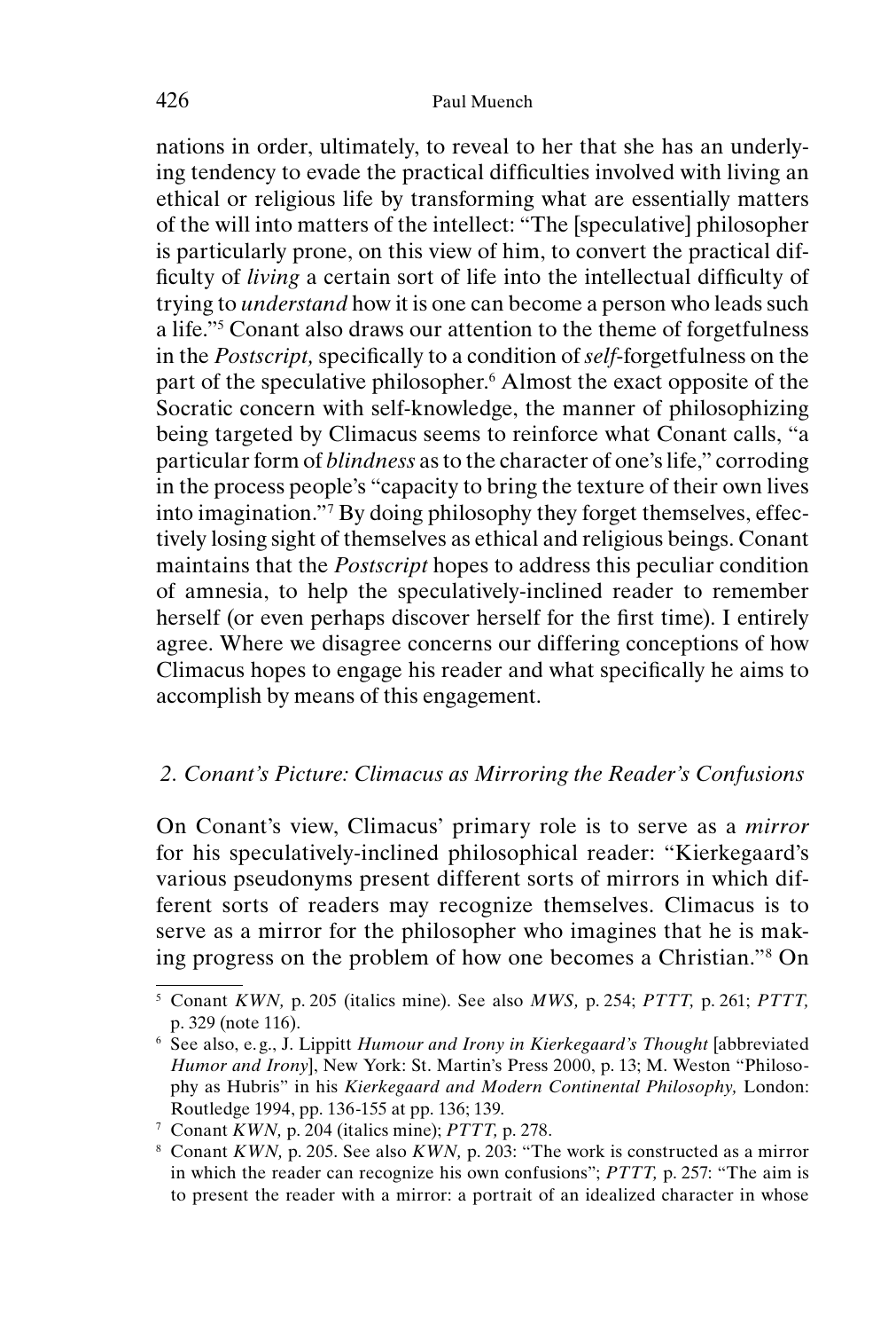nations in order, ultimately, to reveal to her that she has an underlying tendency to evade the practical difficulties involved with living an ethical or religious life by transforming what are essentially matters of the will into matters of the intellect: "The [speculative] philosopher is particularly prone, on this view of him, to convert the practical difficulty of *living* a certain sort of life into the intellectual difficulty of trying to *understand* how it is one can become a person who leads such a life."[5] Conant also draws our attention to the theme of forgetfulness in the *Postscript,* specifically to a condition of *self*-forgetfulness on the part of the speculative philosopher.[6] Almost the exact opposite of the Socratic concern with self-knowledge, the manner of philosophizing being targeted by Climacus seems to reinforce what Conant calls, "a particular form of *blindness* as to the character of one's life," corroding in the process people's "capacity to bring the texture of their own lives into imagination."[7] By doing philosophy they forget themselves, effectively losing sight of themselves as ethical and religious beings. Conant maintains that the *Postscript* hopes to address this peculiar condition of amnesia, to help the speculatively-inclined reader to remember herself (or even perhaps discover herself for the first time). I entirely agree. Where we disagree concerns our differing conceptions of how Climacus hopes to engage his reader and what specifically he aims to accomplish by means of this engagement.

## *2. Conant's Picture: Climacus as Mirroring the Reader's Confusions*

On Conant's view, Climacus' primary role is to serve as a *mirror* for his speculatively-inclined philosophical reader: "Kierkegaard's various pseudonyms present different sorts of mirrors in which different sorts of readers may recognize themselves. Climacus is to serve as a mirror for the philosopher who imagines that he is making progress on the problem of how one becomes a Christian."[8] On

---

[5] Conant *KWN,* p. 205 (italics mine). See also *MWS,* p. 254; *PTTT,* p. 261; *PTTT,* p. 329 (note 116).

[6] See also, e.g., J. Lippitt *Humour and Irony in Kierkegaard's Thought* [abbreviated *Humor and Irony*], New York: St. Martin's Press 2000, p. 13; M. Weston "Philosophy as Hubris" in his *Kierkegaard and Modern Continental Philosophy,* London: Routledge 1994, pp. 136-155 at pp. 136; 139.

[7] Conant *KWN,* p. 204 (italics mine); *PTTT,* p. 278.

[8] Conant *KWN,* p. 205. See also *KWN,* p. 203: "The work is constructed as a mirror in which the reader can recognize his own confusions"; *PTTT,* p. 257: "The aim is to present the reader with a mirror: a portrait of an idealized character in whose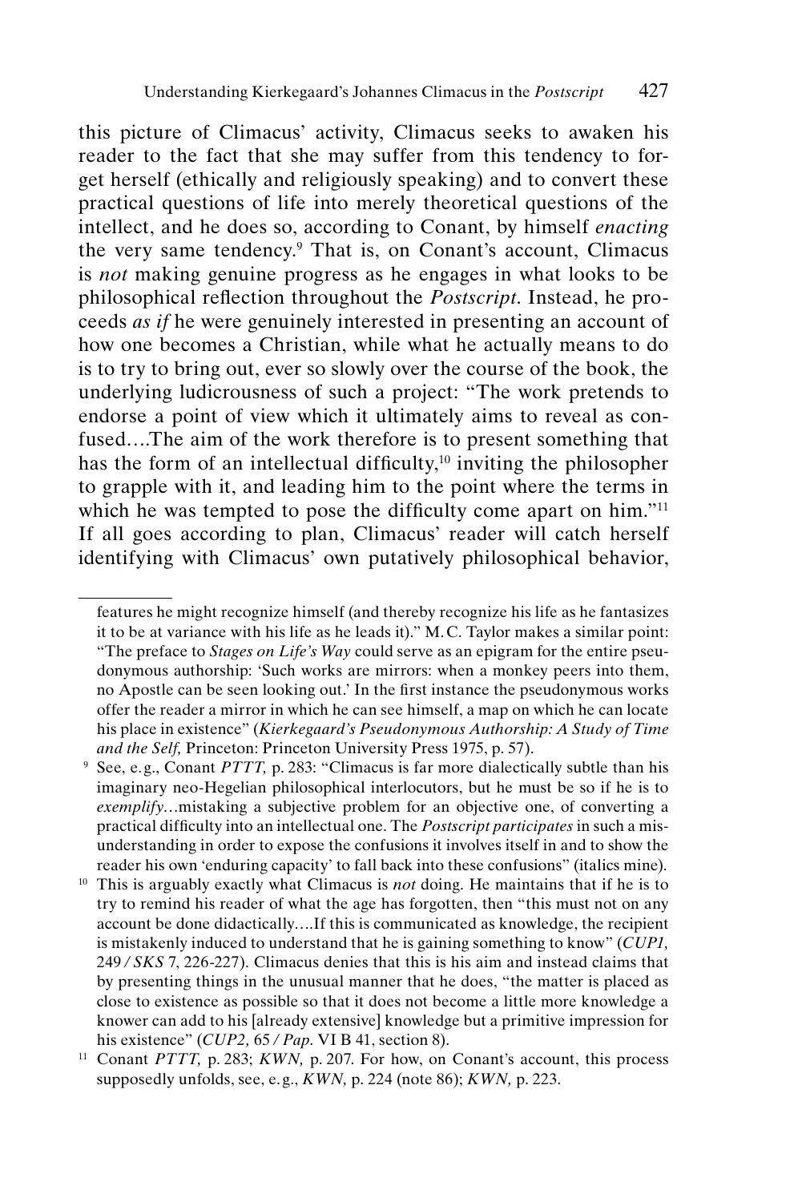this picture of Climacus' activity, Climacus seeks to awaken his reader to the fact that she may suffer from this tendency to forget herself (ethically and religiously speaking) and to convert these practical questions of life into merely theoretical questions of the intellect, and he does so, according to Conant, by himself *enacting* the very same tendency.[9] That is, on Conant's account, Climacus is *not* making genuine progress as he engages in what looks to be philosophical reflection throughout the *Postscript*. Instead, he proceeds *as if* he were genuinely interested in presenting an account of how one becomes a Christian, while what he actually means to do is to try to bring out, ever so slowly over the course of the book, the underlying ludicrousness of such a project: "The work pretends to endorse a point of view which it ultimately aims to reveal as confused….The aim of the work therefore is to present something that has the form of an intellectual difficulty,[10] inviting the philosopher to grapple with it, and leading him to the point where the terms in which he was tempted to pose the difficulty come apart on him."[11] If all goes according to plan, Climacus' reader will catch herself identifying with Climacus' own putatively philosophical behavior,

---

features he might recognize himself (and thereby recognize his life as he fantasizes it to be at variance with his life as he leads it)." M.C. Taylor makes a similar point: "The preface to *Stages on Life's Way* could serve as an epigram for the entire pseudonymous authorship: 'Such works are mirrors: when a monkey peers into them, no Apostle can be seen looking out.' In the first instance the pseudonymous works offer the reader a mirror in which he can see himself, a map on which he can locate his place in existence" (*Kierkegaard's Pseudonymous Authorship: A Study of Time and the Self,* Princeton: Princeton University Press 1975, p. 57).

[9] See, e.g., Conant *PTTT,* p. 283: "Climacus is far more dialectically subtle than his imaginary neo-Hegelian philosophical interlocutors, but he must be so if he is to *exemplify*…mistaking a subjective problem for an objective one, of converting a practical difficulty into an intellectual one. The *Postscript participates* in such a misunderstanding in order to expose the confusions it involves itself in and to show the reader his own 'enduring capacity' to fall back into these confusions" (italics mine).

[10] This is arguably exactly what Climacus is *not* doing. He maintains that if he is to try to remind his reader of what the age has forgotten, then "this must not on any account be done didactically….If this is communicated as knowledge, the recipient is mistakenly induced to understand that he is gaining something to know" (*CUP1,* 249 / *SKS* 7, 226-227). Climacus denies that this is his aim and instead claims that by presenting things in the unusual manner that he does, "the matter is placed as close to existence as possible so that it does not become a little more knowledge a knower can add to his [already extensive] knowledge but a primitive impression for his existence" (*CUP2,* 65 / *Pap.* VI B 41, section 8).

[11] Conant *PTTT,* p. 283; *KWN,* p. 207. For how, on Conant's account, this process supposedly unfolds, see, e.g., *KWN,* p. 224 (note 86); *KWN,* p. 223.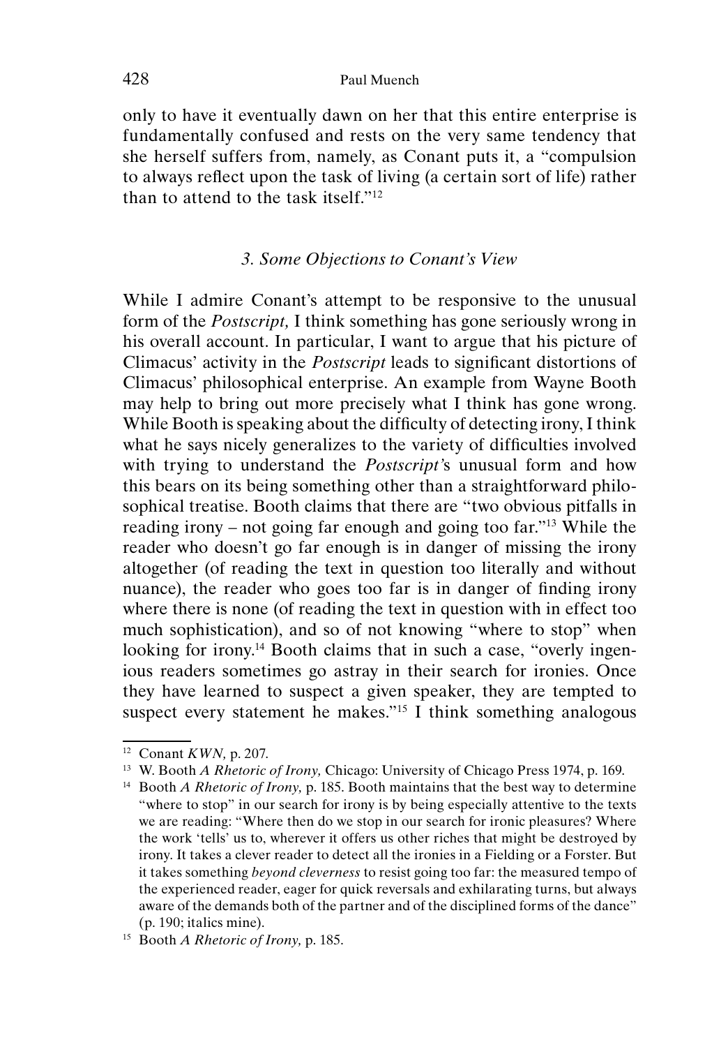only to have it eventually dawn on her that this entire enterprise is fundamentally confused and rests on the very same tendency that she herself suffers from, namely, as Conant puts it, a "compulsion to always reflect upon the task of living (a certain sort of life) rather than to attend to the task itself."[12]

### *3. Some Objections to Conant's View*

While I admire Conant's attempt to be responsive to the unusual form of the *Postscript,* I think something has gone seriously wrong in his overall account. In particular, I want to argue that his picture of Climacus' activity in the *Postscript* leads to significant distortions of Climacus' philosophical enterprise. An example from Wayne Booth may help to bring out more precisely what I think has gone wrong. While Booth is speaking about the difficulty of detecting irony, I think what he says nicely generalizes to the variety of difficulties involved with trying to understand the *Postscript'*s unusual form and how this bears on its being something other than a straightforward philosophical treatise. Booth claims that there are "two obvious pitfalls in reading irony – not going far enough and going too far."[13] While the reader who doesn't go far enough is in danger of missing the irony altogether (of reading the text in question too literally and without nuance), the reader who goes too far is in danger of finding irony where there is none (of reading the text in question with in effect too much sophistication), and so of not knowing "where to stop" when looking for irony.[14] Booth claims that in such a case, "overly ingenious readers sometimes go astray in their search for ironies. Once they have learned to suspect a given speaker, they are tempted to suspect every statement he makes."[15] I think something analogous

---

[12] Conant *KWN,* p. 207.

[13] W. Booth *A Rhetoric of Irony,* Chicago: University of Chicago Press 1974, p. 169.

[14] Booth *A Rhetoric of Irony,* p. 185. Booth maintains that the best way to determine "where to stop" in our search for irony is by being especially attentive to the texts we are reading: "Where then do we stop in our search for ironic pleasures? Where the work 'tells' us to, wherever it offers us other riches that might be destroyed by irony. It takes a clever reader to detect all the ironies in a Fielding or a Forster. But it takes something *beyond cleverness* to resist going too far: the measured tempo of the experienced reader, eager for quick reversals and exhilarating turns, but always aware of the demands both of the partner and of the disciplined forms of the dance" (p. 190; italics mine).

[15] Booth *A Rhetoric of Irony,* p. 185.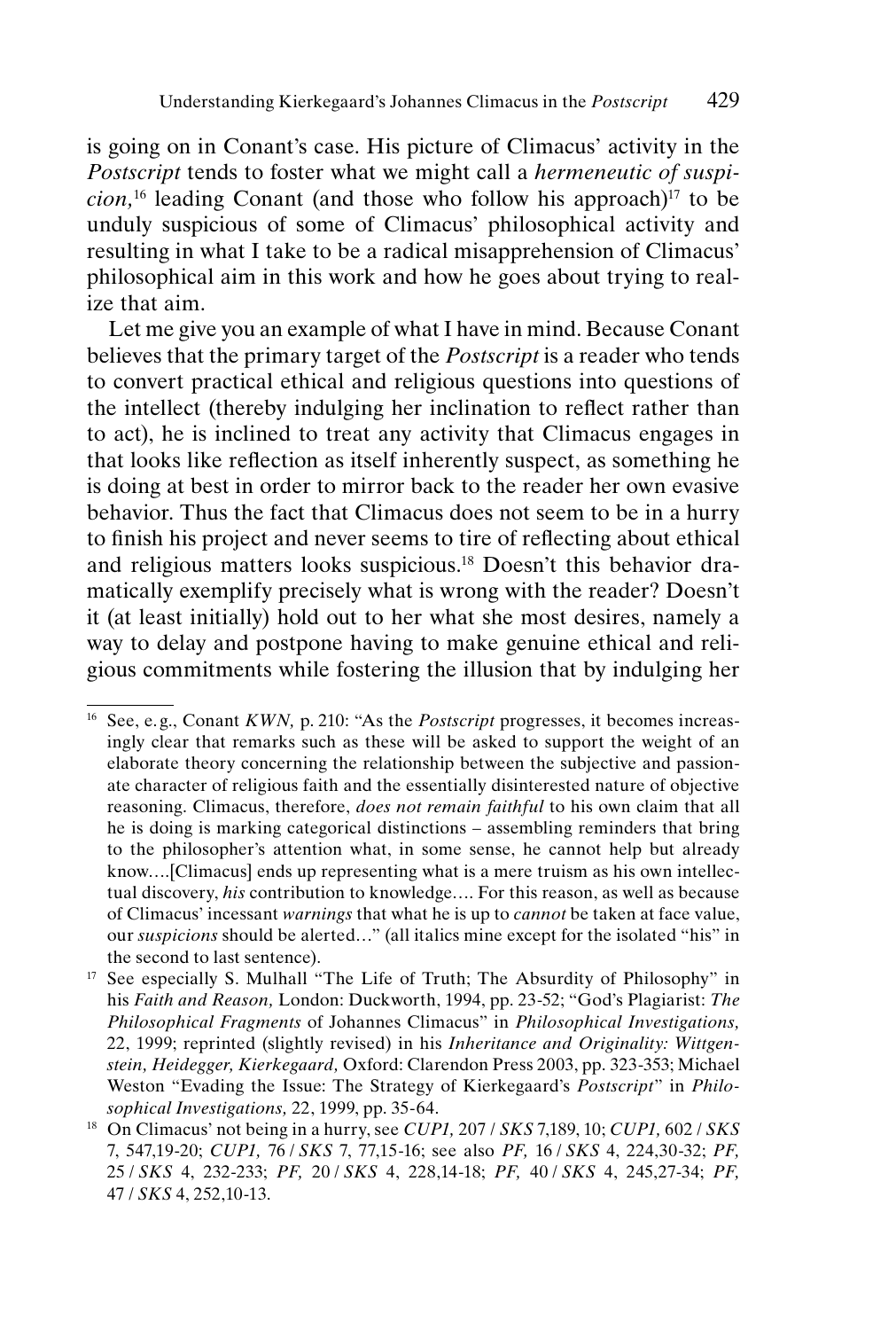is going on in Conant's case. His picture of Climacus' activity in the *Postscript* tends to foster what we might call a *hermeneutic of suspicion,*[16] leading Conant (and those who follow his approach)[17] to be unduly suspicious of some of Climacus' philosophical activity and resulting in what I take to be a radical misapprehension of Climacus' philosophical aim in this work and how he goes about trying to realize that aim.

Let me give you an example of what I have in mind. Because Conant believes that the primary target of the *Postscript* is a reader who tends to convert practical ethical and religious questions into questions of the intellect (thereby indulging her inclination to reflect rather than to act), he is inclined to treat any activity that Climacus engages in that looks like reflection as itself inherently suspect, as something he is doing at best in order to mirror back to the reader her own evasive behavior. Thus the fact that Climacus does not seem to be in a hurry to finish his project and never seems to tire of reflecting about ethical and religious matters looks suspicious.[18] Doesn't this behavior dramatically exemplify precisely what is wrong with the reader? Doesn't it (at least initially) hold out to her what she most desires, namely a way to delay and postpone having to make genuine ethical and religious commitments while fostering the illusion that by indulging her

---

[16] See, e. g., Conant *KWN,* p. 210: "As the *Postscript* progresses, it becomes increasingly clear that remarks such as these will be asked to support the weight of an elaborate theory concerning the relationship between the subjective and passionate character of religious faith and the essentially disinterested nature of objective reasoning. Climacus, therefore, *does not remain faithful* to his own claim that all he is doing is marking categorical distinctions – assembling reminders that bring to the philosopher's attention what, in some sense, he cannot help but already know….[Climacus] ends up representing what is a mere truism as his own intellectual discovery, *his* contribution to knowledge…. For this reason, as well as because of Climacus' incessant *warnings* that what he is up to *cannot* be taken at face value, our *suspicions* should be alerted…" (all italics mine except for the isolated "his" in the second to last sentence).

[17] See especially S. Mulhall "The Life of Truth; The Absurdity of Philosophy" in his *Faith and Reason,* London: Duckworth, 1994, pp. 23-52; "God's Plagiarist: *The Philosophical Fragments* of Johannes Climacus" in *Philosophical Investigations,* 22, 1999; reprinted (slightly revised) in his *Inheritance and Originality: Wittgenstein, Heidegger, Kierkegaard,* Oxford: Clarendon Press 2003, pp. 323-353; Michael Weston "Evading the Issue: The Strategy of Kierkegaard's *Postscript*" in *Philosophical Investigations,* 22, 1999, pp. 35-64.

[18] On Climacus' not being in a hurry, see *CUP1,* 207 / *SKS* 7,189, 10; *CUP1,* 602 / *SKS* 7, 547,19-20; *CUP1,* 76 / *SKS* 7, 77,15-16; see also *PF,* 16 / *SKS* 4, 224,30-32; *PF,* 25 / *SKS* 4, 232-233; *PF,* 20 / *SKS* 4, 228,14-18; *PF,* 40 / *SKS* 4, 245,27-34; *PF,* 47 / *SKS* 4, 252,10-13.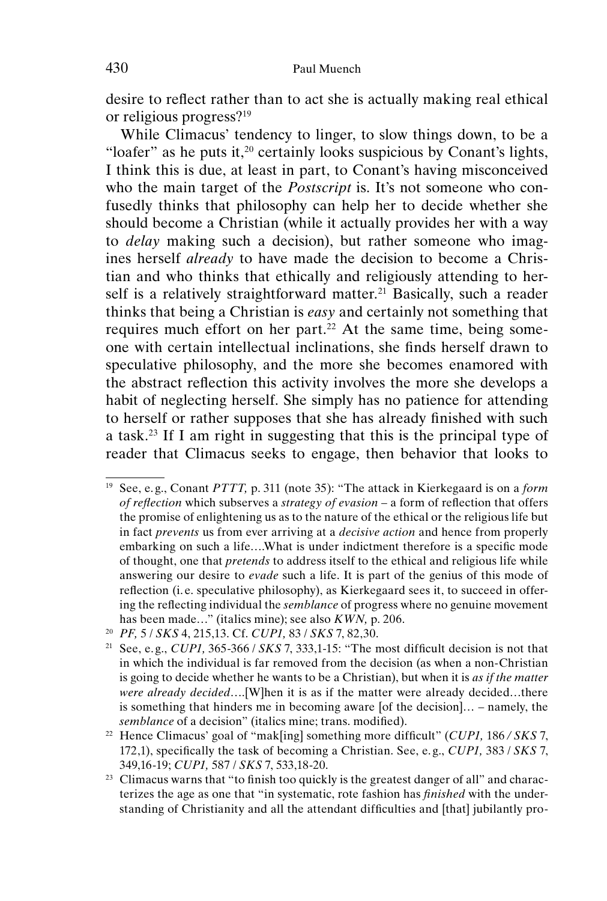desire to reflect rather than to act she is actually making real ethical or religious progress?[19]

While Climacus' tendency to linger, to slow things down, to be a "loafer" as he puts it,[20] certainly looks suspicious by Conant's lights, I think this is due, at least in part, to Conant's having misconceived who the main target of the *Postscript* is. It's not someone who confusedly thinks that philosophy can help her to decide whether she should become a Christian (while it actually provides her with a way to *delay* making such a decision), but rather someone who imagines herself *already* to have made the decision to become a Christian and who thinks that ethically and religiously attending to herself is a relatively straightforward matter.[21] Basically, such a reader thinks that being a Christian is *easy* and certainly not something that requires much effort on her part.[22] At the same time, being someone with certain intellectual inclinations, she finds herself drawn to speculative philosophy, and the more she becomes enamored with the abstract reflection this activity involves the more she develops a habit of neglecting herself. She simply has no patience for attending to herself or rather supposes that she has already finished with such a task.[23] If I am right in suggesting that this is the principal type of reader that Climacus seeks to engage, then behavior that looks to

---

[19] See, e.g., Conant *PTTT*, p. 311 (note 35): "The attack in Kierkegaard is on a *form of reflection* which subserves a *strategy of evasion* – a form of reflection that offers the promise of enlightening us as to the nature of the ethical or the religious life but in fact *prevents* us from ever arriving at a *decisive action* and hence from properly embarking on such a life….What is under indictment therefore is a specific mode of thought, one that *pretends* to address itself to the ethical and religious life while answering our desire to *evade* such a life. It is part of the genius of this mode of reflection (i.e. speculative philosophy), as Kierkegaard sees it, to succeed in offering the reflecting individual the *semblance* of progress where no genuine movement has been made…" (italics mine); see also *KWN*, p. 206.

[20] *PF*, 5 / *SKS* 4, 215,13. Cf. *CUP1*, 83 / *SKS* 7, 82,30.

[21] See, e.g., *CUP1*, 365-366 / *SKS* 7, 333,1-15: "The most difficult decision is not that in which the individual is far removed from the decision (as when a non-Christian is going to decide whether he wants to be a Christian), but when it is *as if the matter were already decided*….[W]hen it is as if the matter were already decided…there is something that hinders me in becoming aware [of the decision]… – namely, the *semblance* of a decision" (italics mine; trans. modified).

[22] Hence Climacus' goal of "mak[ing] something more difficult" (*CUP1*, 186 / *SKS* 7, 172,1), specifically the task of becoming a Christian. See, e.g., *CUP1*, 383 / *SKS* 7, 349,16-19; *CUP1*, 587 / *SKS* 7, 533,18-20.

[23] Climacus warns that "to finish too quickly is the greatest danger of all" and characterizes the age as one that "in systematic, rote fashion has *finished* with the understanding of Christianity and all the attendant difficulties and [that] jubilantly pro-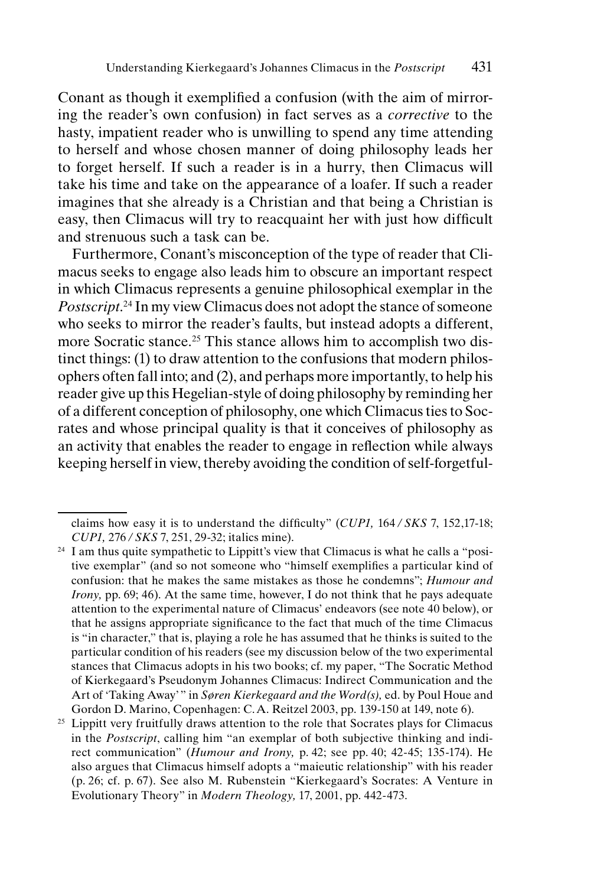Conant as though it exemplified a confusion (with the aim of mirroring the reader's own confusion) in fact serves as a *corrective* to the hasty, impatient reader who is unwilling to spend any time attending to herself and whose chosen manner of doing philosophy leads her to forget herself. If such a reader is in a hurry, then Climacus will take his time and take on the appearance of a loafer. If such a reader imagines that she already is a Christian and that being a Christian is easy, then Climacus will try to reacquaint her with just how difficult and strenuous such a task can be.

Furthermore, Conant's misconception of the type of reader that Climacus seeks to engage also leads him to obscure an important respect in which Climacus represents a genuine philosophical exemplar in the *Postscript*.[24] In my view Climacus does not adopt the stance of someone who seeks to mirror the reader's faults, but instead adopts a different, more Socratic stance.[25] This stance allows him to accomplish two distinct things: (1) to draw attention to the confusions that modern philosophers often fall into; and (2), and perhaps more importantly, to help his reader give up this Hegelian-style of doing philosophy by reminding her of a different conception of philosophy, one which Climacus ties to Socrates and whose principal quality is that it conceives of philosophy as an activity that enables the reader to engage in reflection while always keeping herself in view, thereby avoiding the condition of self-forgetful-

---

claims how easy it is to understand the difficulty" (*CUP1,* 164 / *SKS* 7, 152,17-18; *CUP1,* 276 / *SKS* 7, 251, 29-32; italics mine).

[24] I am thus quite sympathetic to Lippitt's view that Climacus is what he calls a "positive exemplar" (and so not someone who "himself exemplifies a particular kind of confusion: that he makes the same mistakes as those he condemns"; *Humour and Irony,* pp. 69; 46). At the same time, however, I do not think that he pays adequate attention to the experimental nature of Climacus' endeavors (see note 40 below), or that he assigns appropriate significance to the fact that much of the time Climacus is "in character," that is, playing a role he has assumed that he thinks is suited to the particular condition of his readers (see my discussion below of the two experimental stances that Climacus adopts in his two books; cf. my paper, "The Socratic Method of Kierkegaard's Pseudonym Johannes Climacus: Indirect Communication and the Art of 'Taking Away'" in *Søren Kierkegaard and the Word(s),* ed. by Poul Houe and Gordon D. Marino, Copenhagen: C.A. Reitzel 2003, pp. 139-150 at 149, note 6).

[25] Lippitt very fruitfully draws attention to the role that Socrates plays for Climacus in the *Postscript*, calling him "an exemplar of both subjective thinking and indirect communication" (*Humour and Irony,* p. 42; see pp. 40; 42-45; 135-174). He also argues that Climacus himself adopts a "maieutic relationship" with his reader (p. 26; cf. p. 67). See also M. Rubenstein "Kierkegaard's Socrates: A Venture in Evolutionary Theory" in *Modern Theology,* 17, 2001, pp. 442-473.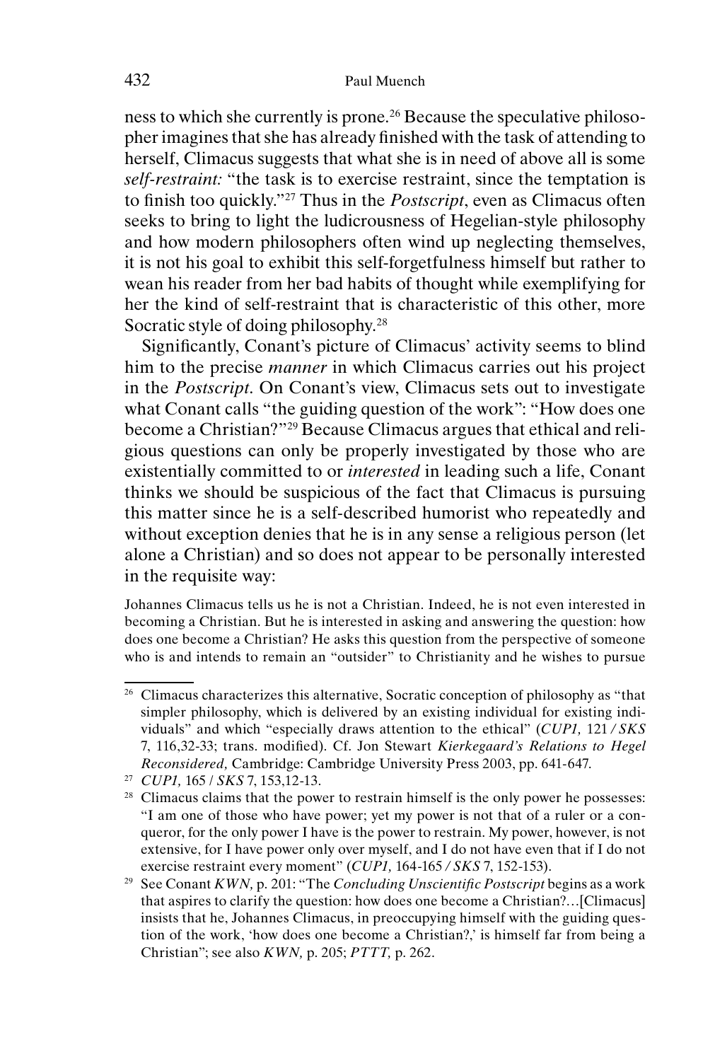ness to which she currently is prone.[26] Because the speculative philosopher imagines that she has already finished with the task of attending to herself, Climacus suggests that what she is in need of above all is some *self-restraint:* "the task is to exercise restraint, since the temptation is to finish too quickly."[27] Thus in the *Postscript*, even as Climacus often seeks to bring to light the ludicrousness of Hegelian-style philosophy and how modern philosophers often wind up neglecting themselves, it is not his goal to exhibit this self-forgetfulness himself but rather to wean his reader from her bad habits of thought while exemplifying for her the kind of self-restraint that is characteristic of this other, more Socratic style of doing philosophy.[28]

Significantly, Conant's picture of Climacus' activity seems to blind him to the precise *manner* in which Climacus carries out his project in the *Postscript*. On Conant's view, Climacus sets out to investigate what Conant calls "the guiding question of the work": "How does one become a Christian?"[29] Because Climacus argues that ethical and religious questions can only be properly investigated by those who are existentially committed to or *interested* in leading such a life, Conant thinks we should be suspicious of the fact that Climacus is pursuing this matter since he is a self-described humorist who repeatedly and without exception denies that he is in any sense a religious person (let alone a Christian) and so does not appear to be personally interested in the requisite way:

> Johannes Climacus tells us he is not a Christian. Indeed, he is not even interested in becoming a Christian. But he is interested in asking and answering the question: how does one become a Christian? He asks this question from the perspective of someone who is and intends to remain an "outsider" to Christianity and he wishes to pursue

---

[26] Climacus characterizes this alternative, Socratic conception of philosophy as "that simpler philosophy, which is delivered by an existing individual for existing individuals" and which "especially draws attention to the ethical" (*CUP1,* 121 / *SKS* 7, 116,32-33; trans. modified). Cf. Jon Stewart *Kierkegaard's Relations to Hegel Reconsidered,* Cambridge: Cambridge University Press 2003, pp. 641-647.

[27] *CUP1,* 165 / *SKS* 7, 153,12-13.

[28] Climacus claims that the power to restrain himself is the only power he possesses: "I am one of those who have power; yet my power is not that of a ruler or a conqueror, for the only power I have is the power to restrain. My power, however, is not extensive, for I have power only over myself, and I do not have even that if I do not exercise restraint every moment" (*CUP1,* 164-165 / *SKS* 7, 152-153).

[29] See Conant *KWN,* p. 201: "The *Concluding Unscientific Postscript* begins as a work that aspires to clarify the question: how does one become a Christian?…[Climacus] insists that he, Johannes Climacus, in preoccupying himself with the guiding question of the work, 'how does one become a Christian?,' is himself far from being a Christian"; see also *KWN,* p. 205; *PTTT,* p. 262.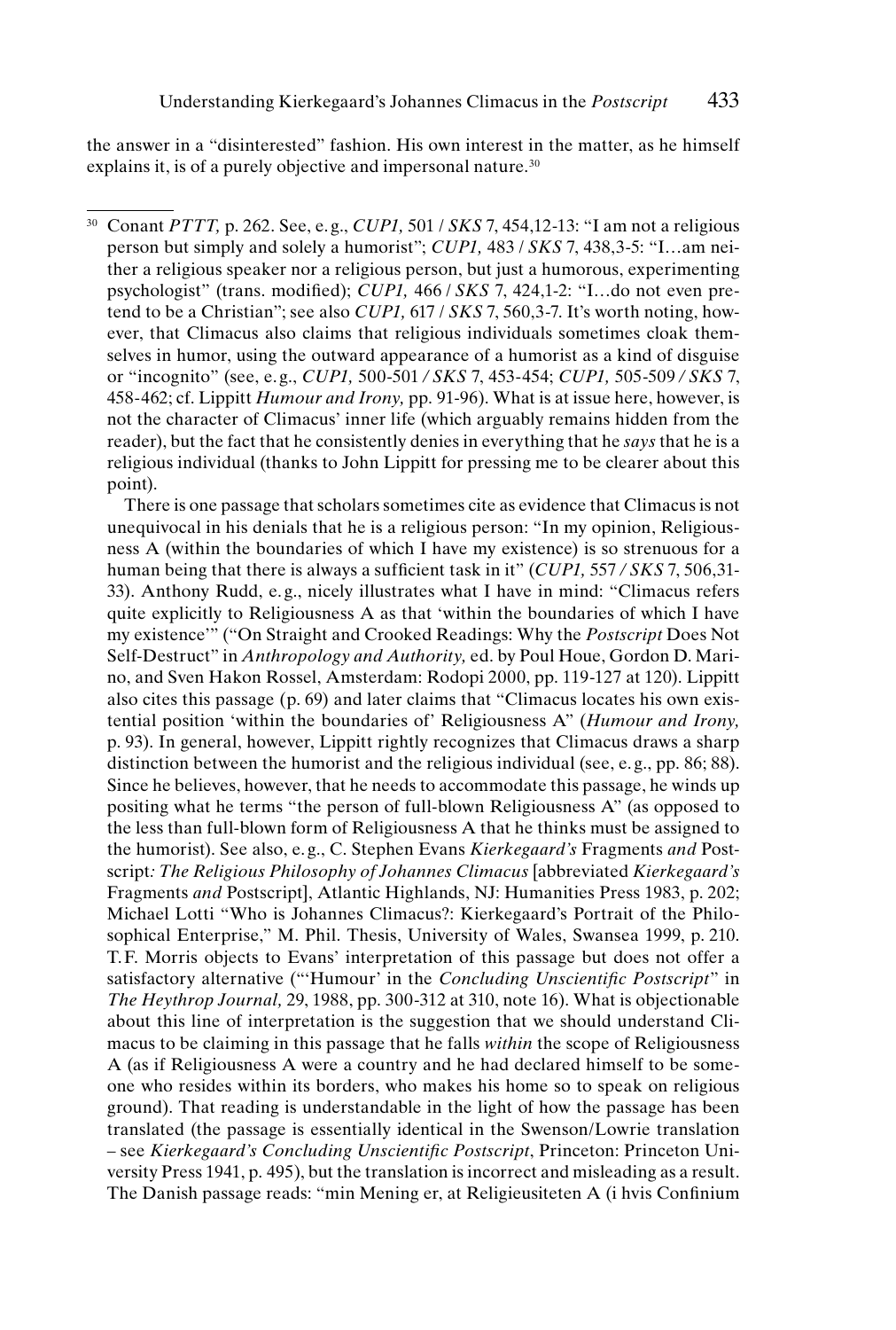the answer in a "disinterested" fashion. His own interest in the matter, as he himself explains it, is of a purely objective and impersonal nature.[30]

---

[30] Conant *PTTT,* p. 262. See, e.g., *CUP1,* 501 / *SKS* 7, 454,12-13: "I am not a religious person but simply and solely a humorist"; *CUP1,* 483 / *SKS* 7, 438,3-5: "I…am neither a religious speaker nor a religious person, but just a humorous, experimenting psychologist" (trans. modified); *CUP1,* 466 / *SKS* 7, 424,1-2: "I…do not even pretend to be a Christian"; see also *CUP1,* 617 / *SKS* 7, 560,3-7. It's worth noting, however, that Climacus also claims that religious individuals sometimes cloak themselves in humor, using the outward appearance of a humorist as a kind of disguise or "incognito" (see, e.g., *CUP1,* 500-501 / *SKS* 7, 453-454; *CUP1,* 505-509 / *SKS* 7, 458-462; cf. Lippitt *Humour and Irony,* pp. 91-96). What is at issue here, however, is not the character of Climacus' inner life (which arguably remains hidden from the reader), but the fact that he consistently denies in everything that he *says* that he is a religious individual (thanks to John Lippitt for pressing me to be clearer about this point).

There is one passage that scholars sometimes cite as evidence that Climacus is not unequivocal in his denials that he is a religious person: "In my opinion, Religiousness A (within the boundaries of which I have my existence) is so strenuous for a human being that there is always a sufficient task in it" (*CUP1,* 557 / *SKS* 7, 506,31-33). Anthony Rudd, e.g., nicely illustrates what I have in mind: "Climacus refers quite explicitly to Religiousness A as that 'within the boundaries of which I have my existence'" ("On Straight and Crooked Readings: Why the *Postscript* Does Not Self-Destruct" in *Anthropology and Authority,* ed. by Poul Houe, Gordon D. Marino, and Sven Hakon Rossel, Amsterdam: Rodopi 2000, pp. 119-127 at 120). Lippitt also cites this passage (p. 69) and later claims that "Climacus locates his own existential position 'within the boundaries of' Religiousness A" (*Humour and Irony,* p. 93). In general, however, Lippitt rightly recognizes that Climacus draws a sharp distinction between the humorist and the religious individual (see, e.g., pp. 86; 88). Since he believes, however, that he needs to accommodate this passage, he winds up positing what he terms "the person of full-blown Religiousness A" (as opposed to the less than full-blown form of Religiousness A that he thinks must be assigned to the humorist). See also, e.g., C. Stephen Evans *Kierkegaard's* Fragments *and* Postscript*: The Religious Philosophy of Johannes Climacus* [abbreviated *Kierkegaard's* Fragments *and* Postscript], Atlantic Highlands, NJ: Humanities Press 1983, p. 202; Michael Lotti "Who is Johannes Climacus?: Kierkegaard's Portrait of the Philosophical Enterprise," M. Phil. Thesis, University of Wales, Swansea 1999, p. 210. T.F. Morris objects to Evans' interpretation of this passage but does not offer a satisfactory alternative ("'Humour' in the *Concluding Unscientific Postscript*" in *The Heythrop Journal,* 29, 1988, pp. 300-312 at 310, note 16). What is objectionable about this line of interpretation is the suggestion that we should understand Climacus to be claiming in this passage that he falls *within* the scope of Religiousness A (as if Religiousness A were a country and he had declared himself to be someone who resides within its borders, who makes his home so to speak on religious ground). That reading is understandable in the light of how the passage has been translated (the passage is essentially identical in the Swenson/Lowrie translation – see *Kierkegaard's Concluding Unscientific Postscript*, Princeton: Princeton University Press 1941, p. 495), but the translation is incorrect and misleading as a result. The Danish passage reads: "min Mening er, at Religieusiteten A (i hvis Confinium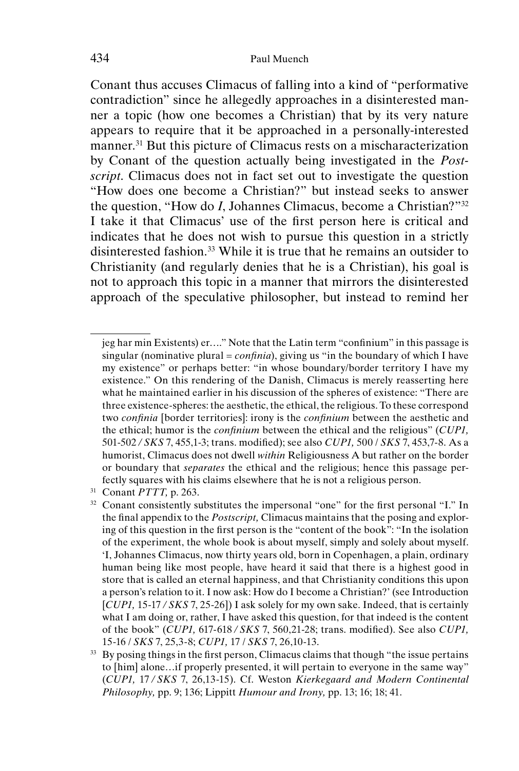Conant thus accuses Climacus of falling into a kind of "performative contradiction" since he allegedly approaches in a disinterested manner a topic (how one becomes a Christian) that by its very nature appears to require that it be approached in a personally-interested manner.[31] But this picture of Climacus rests on a mischaracterization by Conant of the question actually being investigated in the *Postscript*. Climacus does not in fact set out to investigate the question "How does one become a Christian?" but instead seeks to answer the question, "How do *I*, Johannes Climacus, become a Christian?"[32] I take it that Climacus' use of the first person here is critical and indicates that he does not wish to pursue this question in a strictly disinterested fashion.[33] While it is true that he remains an outsider to Christianity (and regularly denies that he is a Christian), his goal is not to approach this topic in a manner that mirrors the disinterested approach of the speculative philosopher, but instead to remind her

---

jeg har min Existents) er…." Note that the Latin term "confinium" in this passage is singular (nominative plural = *confinia*), giving us "in the boundary of which I have my existence" or perhaps better: "in whose boundary/border territory I have my existence." On this rendering of the Danish, Climacus is merely reasserting here what he maintained earlier in his discussion of the spheres of existence: "There are three existence-spheres: the aesthetic, the ethical, the religious. To these correspond two *confinia* [border territories]: irony is the *confinium* between the aesthetic and the ethical; humor is the *confinium* between the ethical and the religious" (*CUP1,* 501-502 / *SKS* 7, 455,1-3; trans. modified); see also *CUP1,* 500 / *SKS* 7, 453,7-8. As a humorist, Climacus does not dwell *within* Religiousness A but rather on the border or boundary that *separates* the ethical and the religious; hence this passage perfectly squares with his claims elsewhere that he is not a religious person.

[31] Conant *PTTT,* p. 263.

[32] Conant consistently substitutes the impersonal "one" for the first personal "I." In the final appendix to the *Postscript,* Climacus maintains that the posing and exploring of this question in the first person is the "content of the book": "In the isolation of the experiment, the whole book is about myself, simply and solely about myself. 'I, Johannes Climacus, now thirty years old, born in Copenhagen, a plain, ordinary human being like most people, have heard it said that there is a highest good in store that is called an eternal happiness, and that Christianity conditions this upon a person's relation to it. I now ask: How do I become a Christian?' (see Introduction [*CUP1,* 15-17 / *SKS* 7, 25-26]) I ask solely for my own sake. Indeed, that is certainly what I am doing or, rather, I have asked this question, for that indeed is the content of the book" (*CUP1,* 617-618 / *SKS* 7, 560,21-28; trans. modified). See also *CUP1,* 15-16 / *SKS* 7, 25,3-8; *CUP1,* 17 / *SKS* 7, 26,10-13.

[33] By posing things in the first person, Climacus claims that though "the issue pertains to [him] alone…if properly presented, it will pertain to everyone in the same way" (*CUP1,* 17 / *SKS* 7, 26,13-15). Cf. Weston *Kierkegaard and Modern Continental Philosophy,* pp. 9; 136; Lippitt *Humour and Irony,* pp. 13; 16; 18; 41.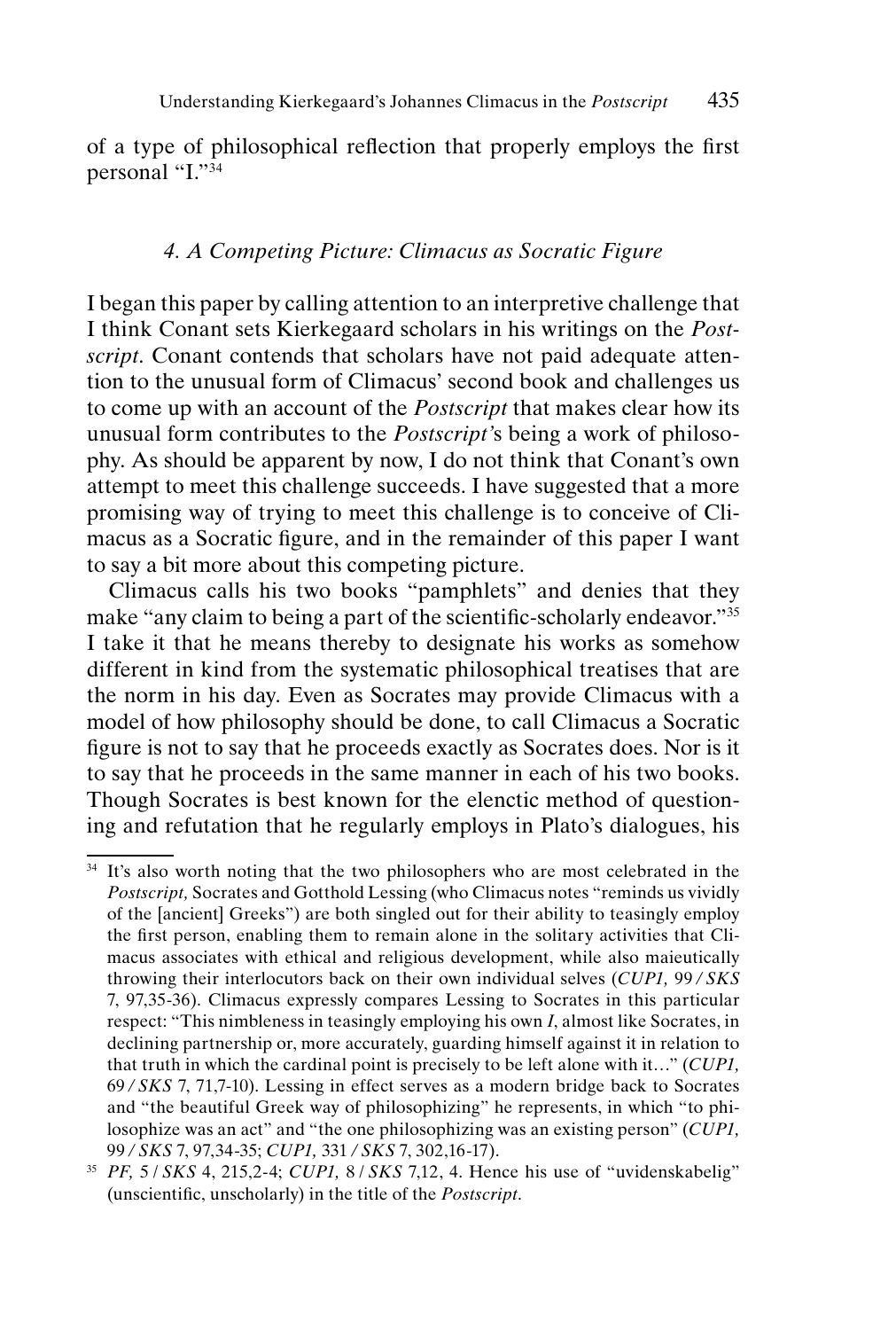of a type of philosophical reflection that properly employs the first personal "I."[34]

### 4. *A Competing Picture: Climacus as Socratic Figure*

I began this paper by calling attention to an interpretive challenge that I think Conant sets Kierkegaard scholars in his writings on the *Postscript*. Conant contends that scholars have not paid adequate attention to the unusual form of Climacus' second book and challenges us to come up with an account of the *Postscript* that makes clear how its unusual form contributes to the *Postscript*'s being a work of philosophy. As should be apparent by now, I do not think that Conant's own attempt to meet this challenge succeeds. I have suggested that a more promising way of trying to meet this challenge is to conceive of Climacus as a Socratic figure, and in the remainder of this paper I want to say a bit more about this competing picture.

Climacus calls his two books "pamphlets" and denies that they make "any claim to being a part of the scientific-scholarly endeavor."[35] I take it that he means thereby to designate his works as somehow different in kind from the systematic philosophical treatises that are the norm in his day. Even as Socrates may provide Climacus with a model of how philosophy should be done, to call Climacus a Socratic figure is not to say that he proceeds exactly as Socrates does. Nor is it to say that he proceeds in the same manner in each of his two books. Though Socrates is best known for the elenctic method of questioning and refutation that he regularly employs in Plato's dialogues, his

---

[34] It's also worth noting that the two philosophers who are most celebrated in the *Postscript,* Socrates and Gotthold Lessing (who Climacus notes "reminds us vividly of the [ancient] Greeks") are both singled out for their ability to teasingly employ the first person, enabling them to remain alone in the solitary activities that Climacus associates with ethical and religious development, while also maieutically throwing their interlocutors back on their own individual selves (*CUP1,* 99 / *SKS* 7, 97,35-36). Climacus expressly compares Lessing to Socrates in this particular respect: "This nimbleness in teasingly employing his own *I*, almost like Socrates, in declining partnership or, more accurately, guarding himself against it in relation to that truth in which the cardinal point is precisely to be left alone with it…" (*CUP1,* 69 / *SKS* 7, 71,7-10). Lessing in effect serves as a modern bridge back to Socrates and "the beautiful Greek way of philosophizing" he represents, in which "to philosophize was an act" and "the one philosophizing was an existing person" (*CUP1,* 99 / *SKS* 7, 97,34-35; *CUP1,* 331 / *SKS* 7, 302,16-17).

[35] *PF,* 5 / *SKS* 4, 215,2-4; *CUP1,* 8 / *SKS* 7,12, 4. Hence his use of "uvidenskabelig" (unscientific, unscholarly) in the title of the *Postscript*.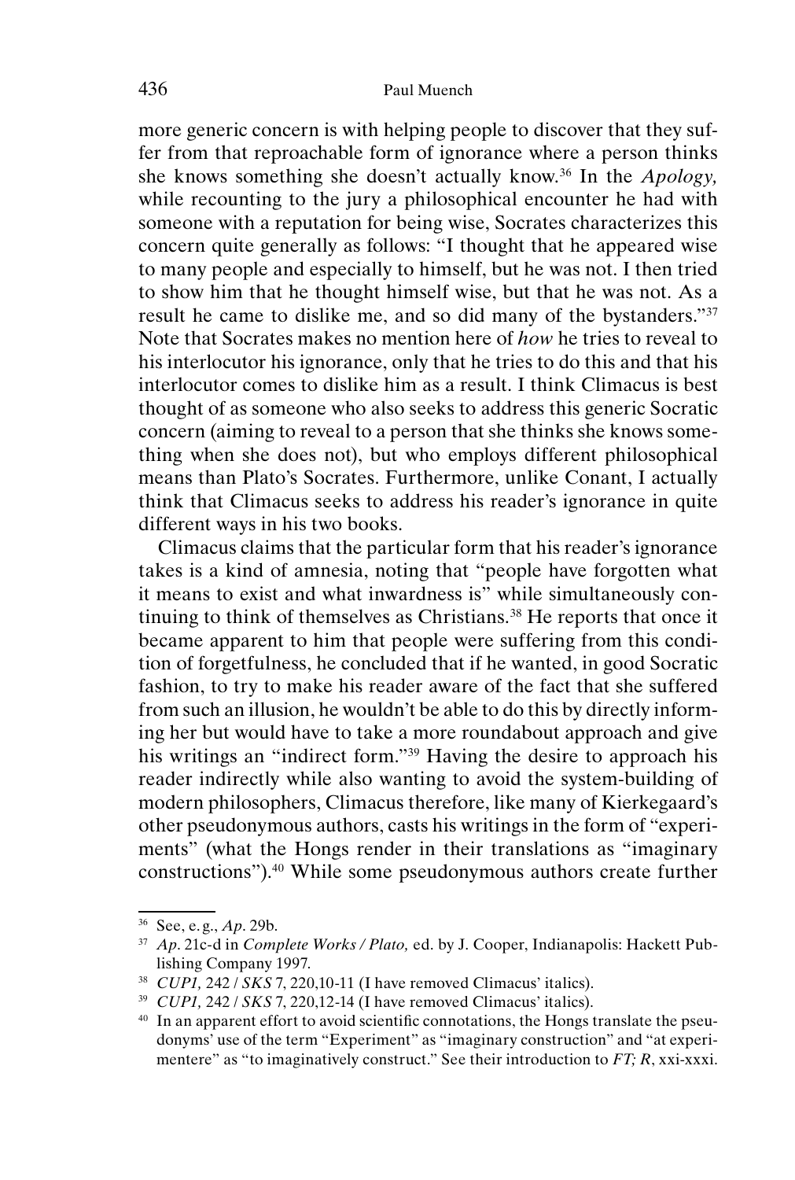more generic concern is with helping people to discover that they suffer from that reproachable form of ignorance where a person thinks she knows something she doesn't actually know.[36] In the *Apology,* while recounting to the jury a philosophical encounter he had with someone with a reputation for being wise, Socrates characterizes this concern quite generally as follows: "I thought that he appeared wise to many people and especially to himself, but he was not. I then tried to show him that he thought himself wise, but that he was not. As a result he came to dislike me, and so did many of the bystanders."[37] Note that Socrates makes no mention here of *how* he tries to reveal to his interlocutor his ignorance, only that he tries to do this and that his interlocutor comes to dislike him as a result. I think Climacus is best thought of as someone who also seeks to address this generic Socratic concern (aiming to reveal to a person that she thinks she knows something when she does not), but who employs different philosophical means than Plato's Socrates. Furthermore, unlike Conant, I actually think that Climacus seeks to address his reader's ignorance in quite different ways in his two books.

Climacus claims that the particular form that his reader's ignorance takes is a kind of amnesia, noting that "people have forgotten what it means to exist and what inwardness is" while simultaneously continuing to think of themselves as Christians.[38] He reports that once it became apparent to him that people were suffering from this condition of forgetfulness, he concluded that if he wanted, in good Socratic fashion, to try to make his reader aware of the fact that she suffered from such an illusion, he wouldn't be able to do this by directly informing her but would have to take a more roundabout approach and give his writings an "indirect form."[39] Having the desire to approach his reader indirectly while also wanting to avoid the system-building of modern philosophers, Climacus therefore, like many of Kierkegaard's other pseudonymous authors, casts his writings in the form of "experiments" (what the Hongs render in their translations as "imaginary constructions").[40] While some pseudonymous authors create further

---

[36] See, e. g., *Ap.* 29b.

[37] *Ap.* 21c-d in *Complete Works / Plato,* ed. by J. Cooper, Indianapolis: Hackett Publishing Company 1997.

[38] *CUP1,* 242 / *SKS* 7, 220,10-11 (I have removed Climacus' italics).

[39] *CUP1,* 242 / *SKS* 7, 220,12-14 (I have removed Climacus' italics).

[40] In an apparent effort to avoid scientific connotations, the Hongs translate the pseudonyms' use of the term "Experiment" as "imaginary construction" and "at experimentere" as "to imaginatively construct." See their introduction to *FT; R*, xxi-xxxi.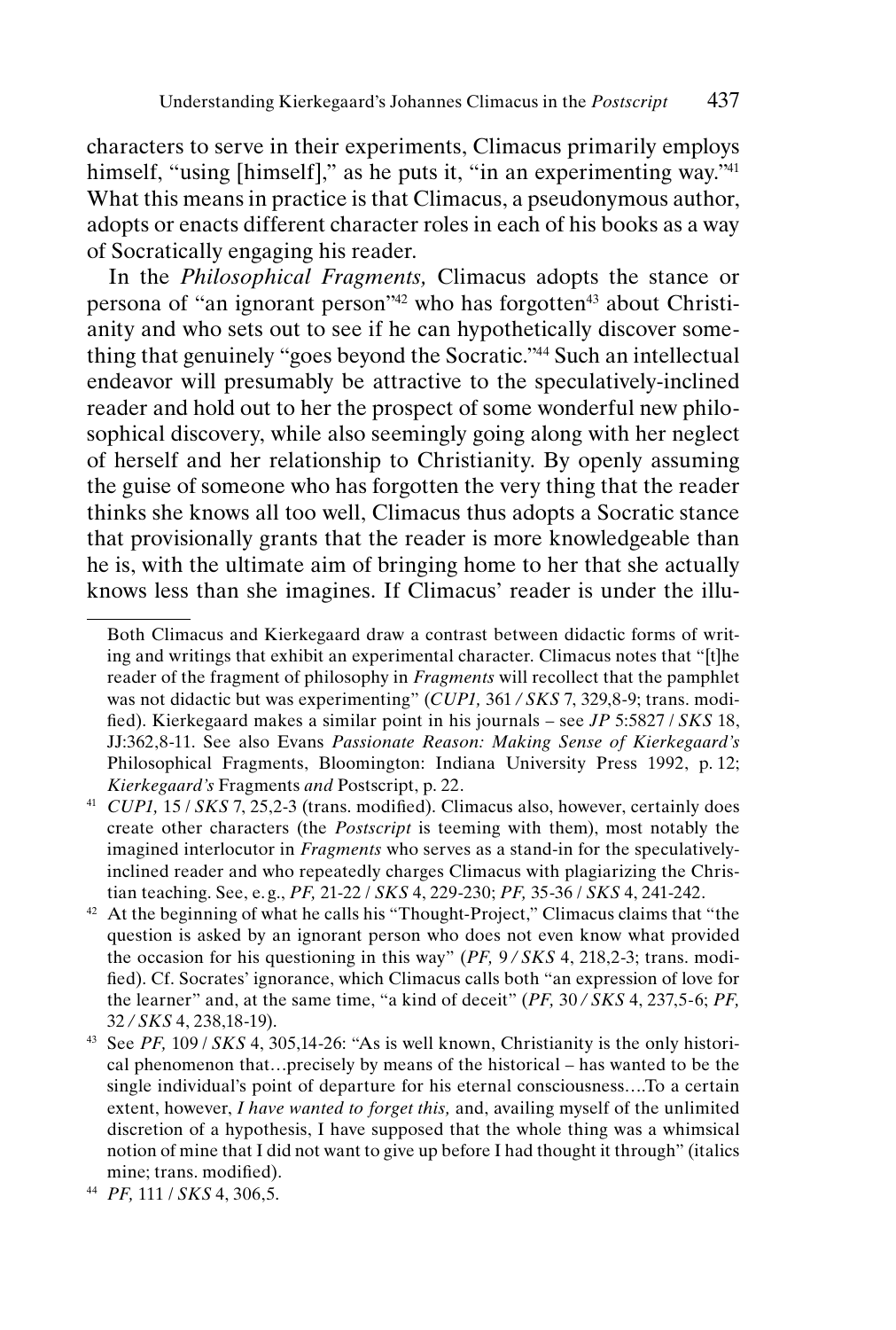characters to serve in their experiments, Climacus primarily employs himself, "using [himself]," as he puts it, "in an experimenting way."[41] What this means in practice is that Climacus, a pseudonymous author, adopts or enacts different character roles in each of his books as a way of Socratically engaging his reader.

In the *Philosophical Fragments,* Climacus adopts the stance or persona of "an ignorant person"[42] who has forgotten[43] about Christianity and who sets out to see if he can hypothetically discover something that genuinely "goes beyond the Socratic."[44] Such an intellectual endeavor will presumably be attractive to the speculatively-inclined reader and hold out to her the prospect of some wonderful new philosophical discovery, while also seemingly going along with her neglect of herself and her relationship to Christianity. By openly assuming the guise of someone who has forgotten the very thing that the reader thinks she knows all too well, Climacus thus adopts a Socratic stance that provisionally grants that the reader is more knowledgeable than he is, with the ultimate aim of bringing home to her that she actually knows less than she imagines. If Climacus' reader is under the illu-

---

Both Climacus and Kierkegaard draw a contrast between didactic forms of writing and writings that exhibit an experimental character. Climacus notes that "[t]he reader of the fragment of philosophy in *Fragments* will recollect that the pamphlet was not didactic but was experimenting" (*CUP1,* 361 / *SKS* 7, 329,8-9; trans. modified). Kierkegaard makes a similar point in his journals – see *JP* 5:5827 / *SKS* 18, JJ:362,8-11. See also Evans *Passionate Reason: Making Sense of Kierkegaard's* Philosophical Fragments, Bloomington: Indiana University Press 1992, p. 12; *Kierkegaard's* Fragments *and* Postscript, p. 22.

[41] *CUP1,* 15 / *SKS* 7, 25,2-3 (trans. modified). Climacus also, however, certainly does create other characters (the *Postscript* is teeming with them), most notably the imagined interlocutor in *Fragments* who serves as a stand-in for the speculatively-inclined reader and who repeatedly charges Climacus with plagiarizing the Christian teaching. See, e.g., *PF,* 21-22 / *SKS* 4, 229-230; *PF,* 35-36 / *SKS* 4, 241-242.

[42] At the beginning of what he calls his "Thought-Project," Climacus claims that "the question is asked by an ignorant person who does not even know what provided the occasion for his questioning in this way" (*PF,* 9 / *SKS* 4, 218,2-3; trans. modified). Cf. Socrates' ignorance, which Climacus calls both "an expression of love for the learner" and, at the same time, "a kind of deceit" (*PF,* 30 / *SKS* 4, 237,5-6; *PF,* 32 / *SKS* 4, 238,18-19).

[43] See *PF,* 109 / *SKS* 4, 305,14-26: "As is well known, Christianity is the only historical phenomenon that…precisely by means of the historical – has wanted to be the single individual's point of departure for his eternal consciousness….To a certain extent, however, *I have wanted to forget this,* and, availing myself of the unlimited discretion of a hypothesis, I have supposed that the whole thing was a whimsical notion of mine that I did not want to give up before I had thought it through" (italics mine; trans. modified).

[44] *PF,* 111 / *SKS* 4, 306,5.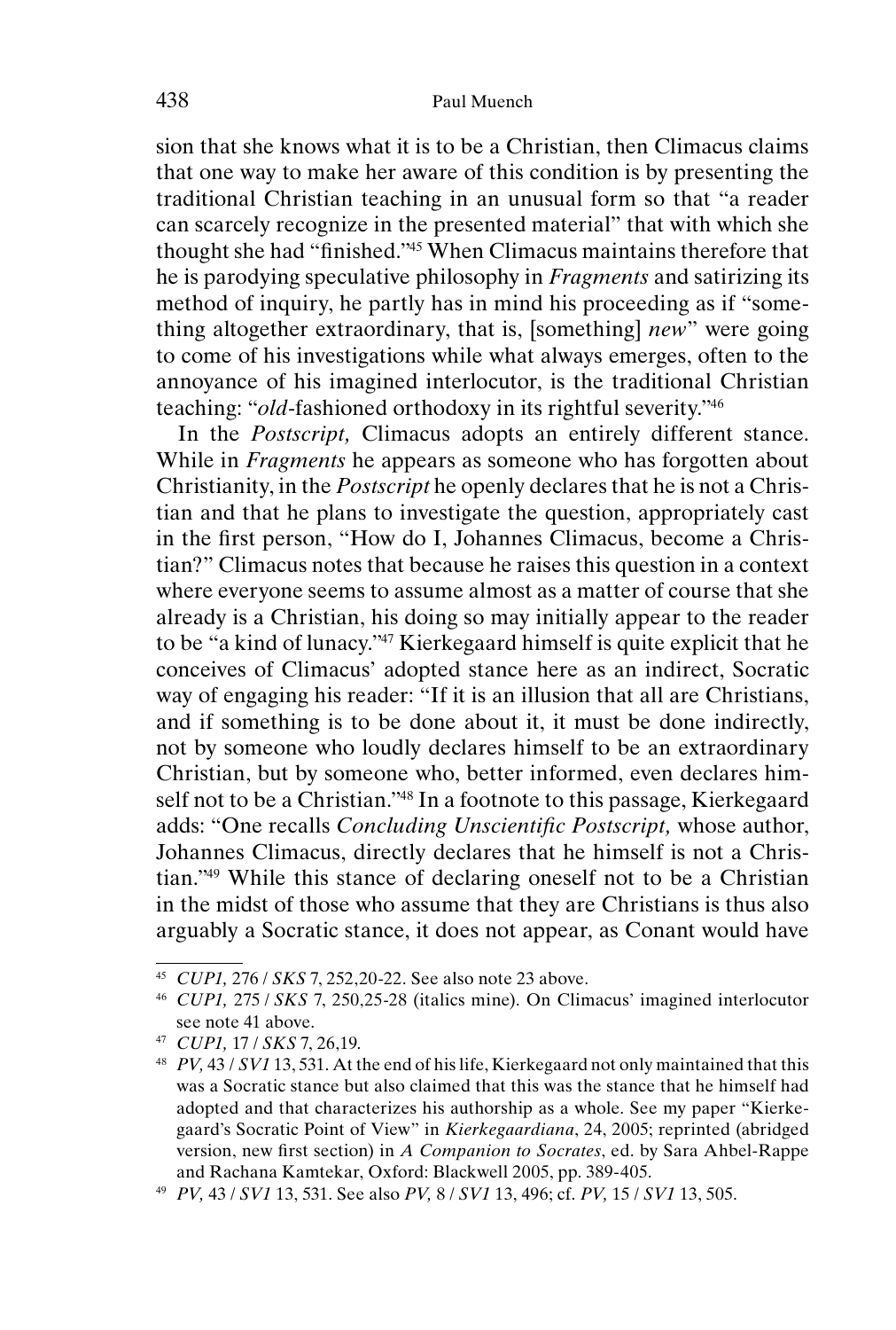sion that she knows what it is to be a Christian, then Climacus claims that one way to make her aware of this condition is by presenting the traditional Christian teaching in an unusual form so that "a reader can scarcely recognize in the presented material" that with which she thought she had "finished."[45] When Climacus maintains therefore that he is parodying speculative philosophy in *Fragments* and satirizing its method of inquiry, he partly has in mind his proceeding as if "something altogether extraordinary, that is, [something] *new*" were going to come of his investigations while what always emerges, often to the annoyance of his imagined interlocutor, is the traditional Christian teaching: "*old*-fashioned orthodoxy in its rightful severity."[46]

In the *Postscript,* Climacus adopts an entirely different stance. While in *Fragments* he appears as someone who has forgotten about Christianity, in the *Postscript* he openly declares that he is not a Christian and that he plans to investigate the question, appropriately cast in the first person, "How do I, Johannes Climacus, become a Christian?" Climacus notes that because he raises this question in a context where everyone seems to assume almost as a matter of course that she already is a Christian, his doing so may initially appear to the reader to be "a kind of lunacy."[47] Kierkegaard himself is quite explicit that he conceives of Climacus' adopted stance here as an indirect, Socratic way of engaging his reader: "If it is an illusion that all are Christians, and if something is to be done about it, it must be done indirectly, not by someone who loudly declares himself to be an extraordinary Christian, but by someone who, better informed, even declares himself not to be a Christian."[48] In a footnote to this passage, Kierkegaard adds: "One recalls *Concluding Unscientific Postscript,* whose author, Johannes Climacus, directly declares that he himself is not a Christian."[49] While this stance of declaring oneself not to be a Christian in the midst of those who assume that they are Christians is thus also arguably a Socratic stance, it does not appear, as Conant would have

---

[45] *CUP1,* 276 / *SKS* 7, 252,20-22. See also note 23 above.

[46] *CUP1,* 275 / *SKS* 7, 250,25-28 (italics mine). On Climacus' imagined interlocutor see note 41 above.

[47] *CUP1,* 17 / *SKS* 7, 26,19.

[48] *PV,* 43 / *SV1* 13, 531. At the end of his life, Kierkegaard not only maintained that this was a Socratic stance but also claimed that this was the stance that he himself had adopted and that characterizes his authorship as a whole. See my paper "Kierkegaard's Socratic Point of View" in *Kierkegaardiana*, 24, 2005; reprinted (abridged version, new first section) in *A Companion to Socrates*, ed. by Sara Ahbel-Rappe and Rachana Kamtekar, Oxford: Blackwell 2005, pp. 389-405.

[49] *PV,* 43 / *SV1* 13, 531. See also *PV,* 8 / *SV1* 13, 496; cf. *PV,* 15 / *SV1* 13, 505.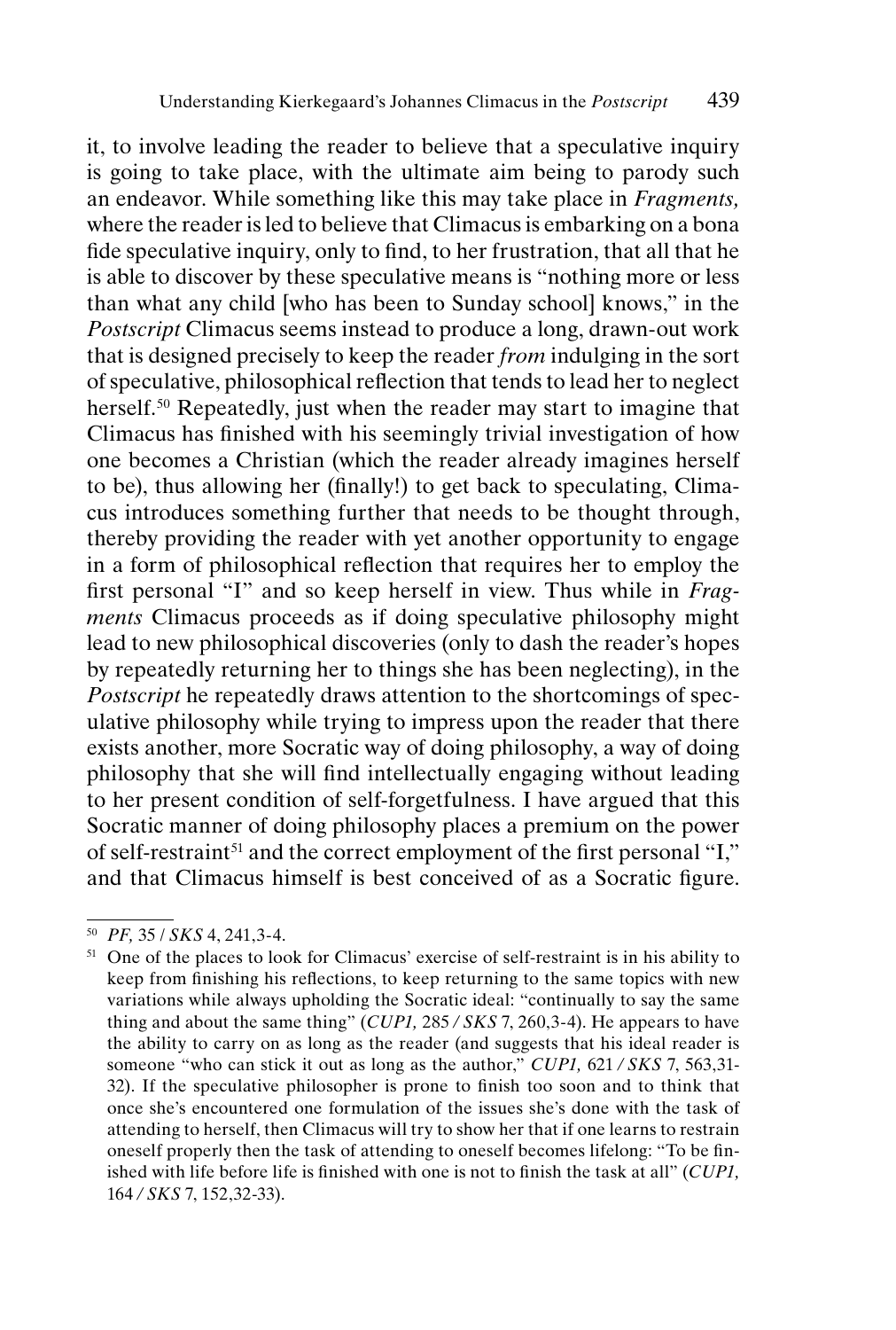it, to involve leading the reader to believe that a speculative inquiry is going to take place, with the ultimate aim being to parody such an endeavor. While something like this may take place in *Fragments,* where the reader is led to believe that Climacus is embarking on a bona fide speculative inquiry, only to find, to her frustration, that all that he is able to discover by these speculative means is "nothing more or less than what any child [who has been to Sunday school] knows," in the *Postscript* Climacus seems instead to produce a long, drawn-out work that is designed precisely to keep the reader *from* indulging in the sort of speculative, philosophical reflection that tends to lead her to neglect herself.[50] Repeatedly, just when the reader may start to imagine that Climacus has finished with his seemingly trivial investigation of how one becomes a Christian (which the reader already imagines herself to be), thus allowing her (finally!) to get back to speculating, Climacus introduces something further that needs to be thought through, thereby providing the reader with yet another opportunity to engage in a form of philosophical reflection that requires her to employ the first personal "I" and so keep herself in view. Thus while in *Fragments* Climacus proceeds as if doing speculative philosophy might lead to new philosophical discoveries (only to dash the reader's hopes by repeatedly returning her to things she has been neglecting), in the *Postscript* he repeatedly draws attention to the shortcomings of speculative philosophy while trying to impress upon the reader that there exists another, more Socratic way of doing philosophy, a way of doing philosophy that she will find intellectually engaging without leading to her present condition of self-forgetfulness. I have argued that this Socratic manner of doing philosophy places a premium on the power of self-restraint[51] and the correct employment of the first personal "I," and that Climacus himself is best conceived of as a Socratic figure.

---

[50] *PF,* 35 / *SKS* 4, 241,3-4.

[51] One of the places to look for Climacus' exercise of self-restraint is in his ability to keep from finishing his reflections, to keep returning to the same topics with new variations while always upholding the Socratic ideal: "continually to say the same thing and about the same thing" (*CUP1,* 285 / *SKS* 7, 260,3-4). He appears to have the ability to carry on as long as the reader (and suggests that his ideal reader is someone "who can stick it out as long as the author," *CUP1,* 621 / *SKS* 7, 563,31-32). If the speculative philosopher is prone to finish too soon and to think that once she's encountered one formulation of the issues she's done with the task of attending to herself, then Climacus will try to show her that if one learns to restrain oneself properly then the task of attending to oneself becomes lifelong: "To be finished with life before life is finished with one is not to finish the task at all" (*CUP1,* 164 / *SKS* 7, 152,32-33).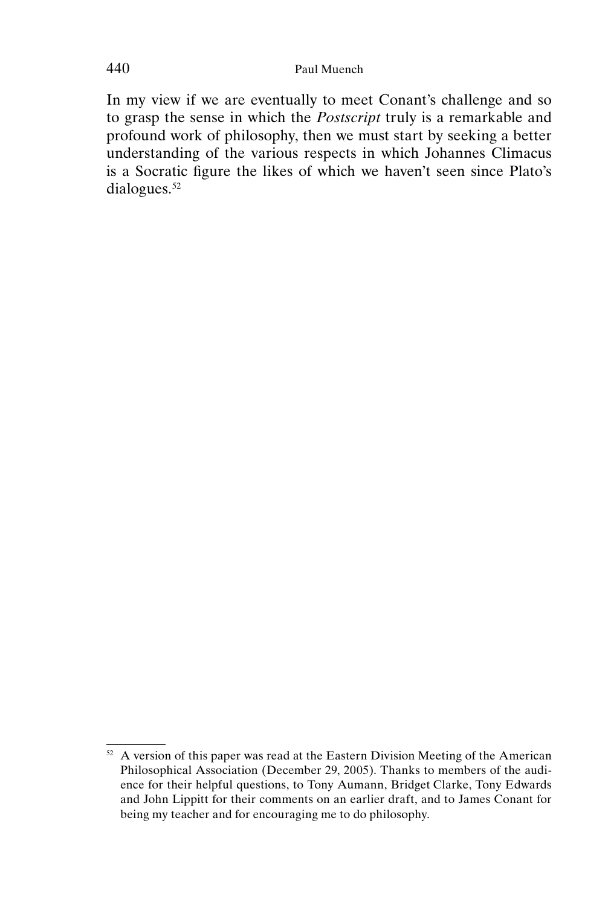In my view if we are eventually to meet Conant's challenge and so to grasp the sense in which the *Postscript* truly is a remarkable and profound work of philosophy, then we must start by seeking a better understanding of the various respects in which Johannes Climacus is a Socratic figure the likes of which we haven't seen since Plato's dialogues.[52]

---

[52] A version of this paper was read at the Eastern Division Meeting of the American Philosophical Association (December 29, 2005). Thanks to members of the audience for their helpful questions, to Tony Aumann, Bridget Clarke, Tony Edwards and John Lippitt for their comments on an earlier draft, and to James Conant for being my teacher and for encouraging me to do philosophy.